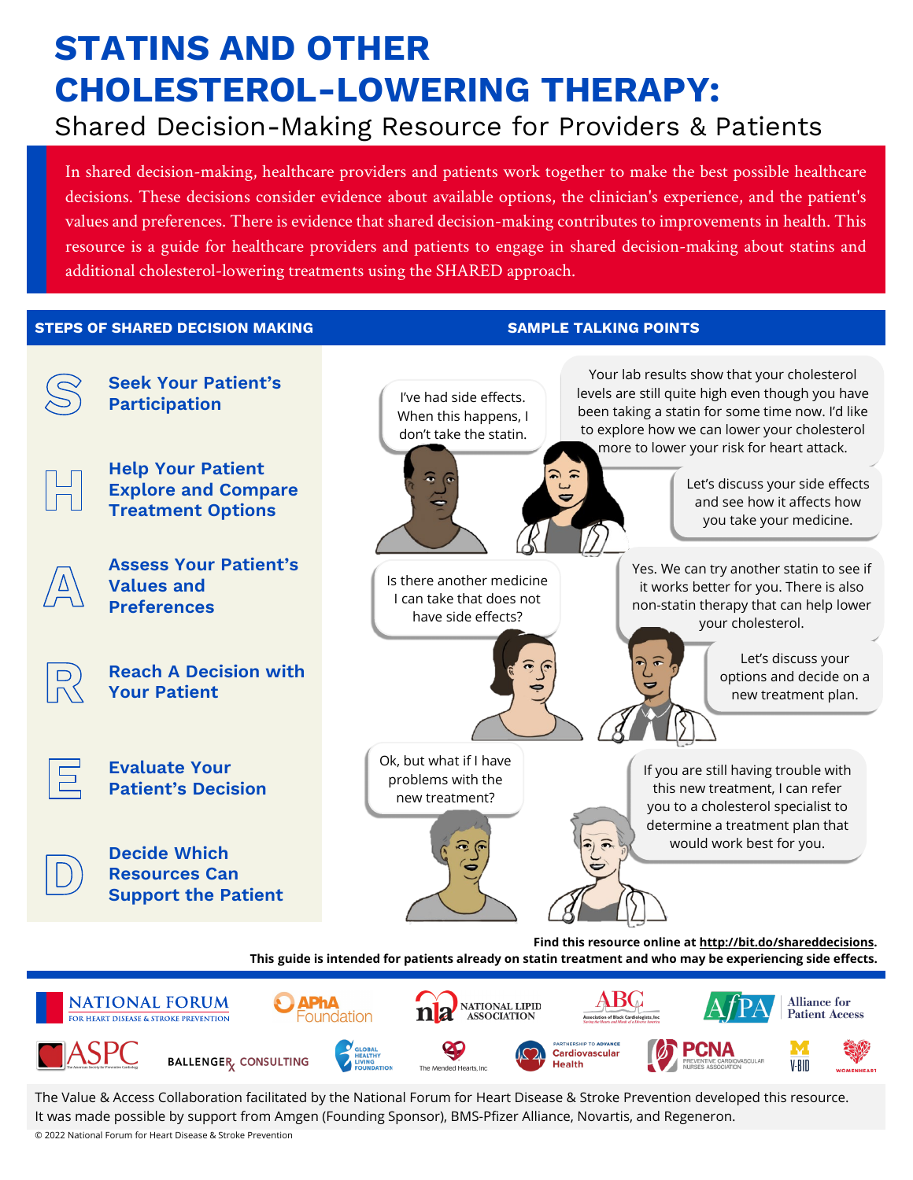# STATINS AND OTHER CHOLESTEROL-LOWERING THERAPY:

## Shared Decision-Making Resource for Providers & Patients

In shared decision-making, healthcare providers and patients work together to make the best possible healthcare decisions. These decisions consider evidence about available options, the clinician's experience, and the patient's values and preferences. There is evidence that shared decision-making contributes to improvements in health. This resource is a guide for healthcare providers and patients to engage in shared decision-making about statins and additional cholesterol-lowering treatments using the SHARED approach.

| STEPS OF SHARED DECISION MAKING | SAMPLE TALKING POINTS |
|---|---|
| **S** – Seek Your Patient's Participation | Patient: "I've had side effects. When this happens, I don't take the statin." <br> Provider: "Your lab results show that your cholesterol levels are still quite high even though you have been taking a statin for some time now. I'd like to explore how we can lower your cholesterol more to lower your risk for heart attack." |
| **H** – Help Your Patient Explore and Compare Treatment Options | Provider: "Let's discuss your side effects and see how it affects how you take your medicine." |
| **A** – Assess Your Patient's Values and Preferences | Patient: "Is there another medicine I can take that does not have side effects?" <br> Provider: "Yes. We can try another statin to see if it works better for you. There is also non-statin therapy that can help lower your cholesterol." |
| **R** – Reach A Decision with Your Patient | Provider: "Let's discuss your options and decide on a new treatment plan." |
| **E** – Evaluate Your Patient's Decision | Patient: "Ok, but what if I have problems with the new treatment?" |
| **D** – Decide Which Resources Can Support the Patient | Provider: "If you are still having trouble with this new treatment, I can refer you to a cholesterol specialist to determine a treatment plan that would work best for you." |

**Find this resource online at http://bit.do/shareddecisions.**

**This guide is intended for patients already on statin treatment and who may be experiencing side effects.**

National Forum for Heart Disease & Stroke Prevention · APhA Foundation · National Lipid Association · ABC (Association of Black Cardiologists, Inc) · Alliance for Patient Access · ASPC · Ballenger Rx Consulting · Global Healthy Living Foundation · The Mended Hearts, Inc · Partnership to Advance Cardiovascular Health · PCNA Preventive Cardiovascular Nurses Association · V-BID · WomenHeart

The Value & Access Collaboration facilitated by the National Forum for Heart Disease & Stroke Prevention developed this resource. It was made possible by support from Amgen (Founding Sponsor), BMS-Pfizer Alliance, Novartis, and Regeneron.

© 2022 National Forum for Heart Disease & Stroke Prevention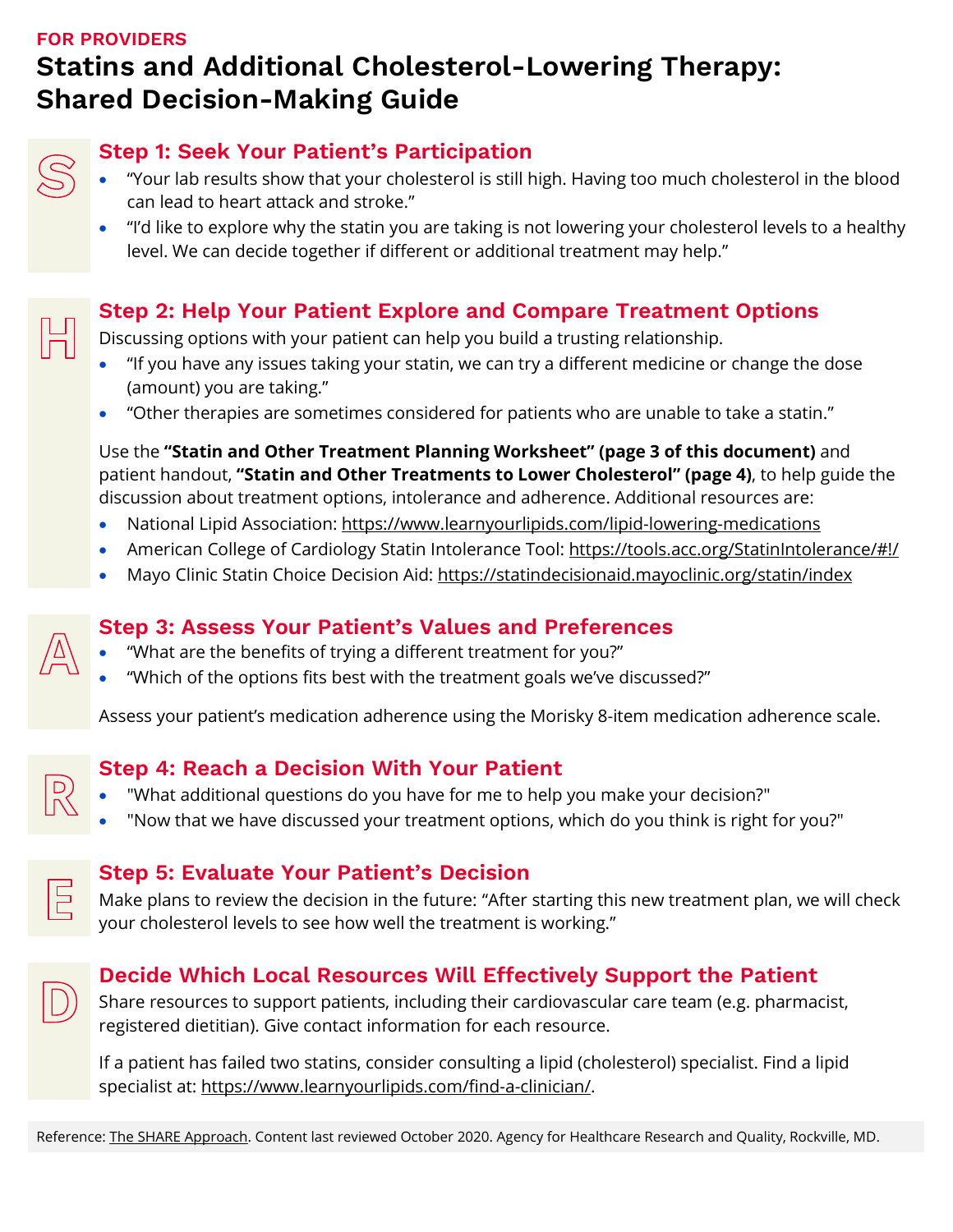**FOR PROVIDERS**

# Statins and Additional Cholesterol-Lowering Therapy: Shared Decision-Making Guide

## Step 1: Seek Your Patient's Participation

- "Your lab results show that your cholesterol is still high. Having too much cholesterol in the blood can lead to heart attack and stroke."
- "I'd like to explore why the statin you are taking is not lowering your cholesterol levels to a healthy level. We can decide together if different or additional treatment may help."

## Step 2: Help Your Patient Explore and Compare Treatment Options

Discussing options with your patient can help you build a trusting relationship.

- "If you have any issues taking your statin, we can try a different medicine or change the dose (amount) you are taking."
- "Other therapies are sometimes considered for patients who are unable to take a statin."

Use the **"Statin and Other Treatment Planning Worksheet" (page 3 of this document)** and patient handout, **"Statin and Other Treatments to Lower Cholesterol" (page 4)**, to help guide the discussion about treatment options, intolerance and adherence. Additional resources are:

- National Lipid Association: https://www.learnyourlipids.com/lipid-lowering-medications
- American College of Cardiology Statin Intolerance Tool: https://tools.acc.org/StatinIntolerance/#!/
- Mayo Clinic Statin Choice Decision Aid: https://statindecisionaid.mayoclinic.org/statin/index

## Step 3: Assess Your Patient's Values and Preferences

- "What are the benefits of trying a different treatment for you?"
- "Which of the options fits best with the treatment goals we've discussed?"

Assess your patient's medication adherence using the Morisky 8-item medication adherence scale.

## Step 4: Reach a Decision With Your Patient

- "What additional questions do you have for me to help you make your decision?"
- "Now that we have discussed your treatment options, which do you think is right for you?"

## Step 5: Evaluate Your Patient's Decision

Make plans to review the decision in the future: "After starting this new treatment plan, we will check your cholesterol levels to see how well the treatment is working."

## Decide Which Local Resources Will Effectively Support the Patient

Share resources to support patients, including their cardiovascular care team (e.g. pharmacist, registered dietitian). Give contact information for each resource.

If a patient has failed two statins, consider consulting a lipid (cholesterol) specialist. Find a lipid specialist at: https://www.learnyourlipids.com/find-a-clinician/.

Reference: The SHARE Approach. Content last reviewed October 2020. Agency for Healthcare Research and Quality, Rockville, MD.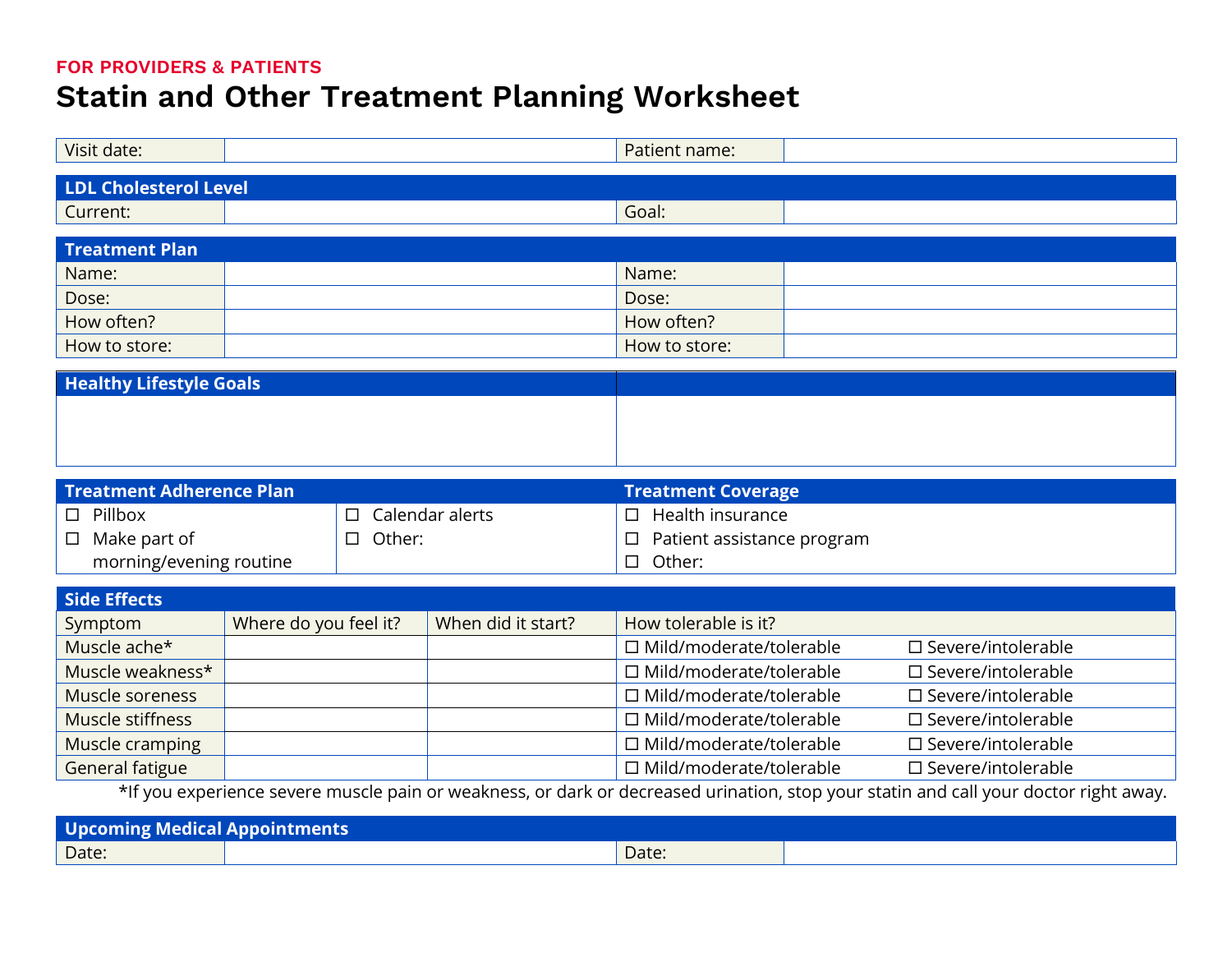FOR PROVIDERS & PATIENTS

# Statin and Other Treatment Planning Worksheet

| Visit date: | | Patient name: | |
|---|---|---|---|

| LDL Cholesterol Level | | | |
|---|---|---|---|
| Current: | | Goal: | |

| Treatment Plan | | | |
|---|---|---|---|
| Name: | | Name: | |
| Dose: | | Dose: | |
| How often? | | How often? | |
| How to store: | | How to store: | |

| Healthy Lifestyle Goals | |
|---|---|
| | |

| Treatment Adherence Plan | | Treatment Coverage |
|---|---|---|
| ☐ Pillbox | ☐ Calendar alerts | ☐ Health insurance |
| ☐ Make part of morning/evening routine | ☐ Other: | ☐ Patient assistance program |
| | | ☐ Other: |

| Side Effects | | | | |
|---|---|---|---|---|
| Symptom | Where do you feel it? | When did it start? | How tolerable is it? | |
| Muscle ache* | | | ☐ Mild/moderate/tolerable | ☐ Severe/intolerable |
| Muscle weakness* | | | ☐ Mild/moderate/tolerable | ☐ Severe/intolerable |
| Muscle soreness | | | ☐ Mild/moderate/tolerable | ☐ Severe/intolerable |
| Muscle stiffness | | | ☐ Mild/moderate/tolerable | ☐ Severe/intolerable |
| Muscle cramping | | | ☐ Mild/moderate/tolerable | ☐ Severe/intolerable |
| General fatigue | | | ☐ Mild/moderate/tolerable | ☐ Severe/intolerable |

*If you experience severe muscle pain or weakness, or dark or decreased urination, stop your statin and call your doctor right away.

| Upcoming Medical Appointments | | | |
|---|---|---|---|
| Date: | | Date: | |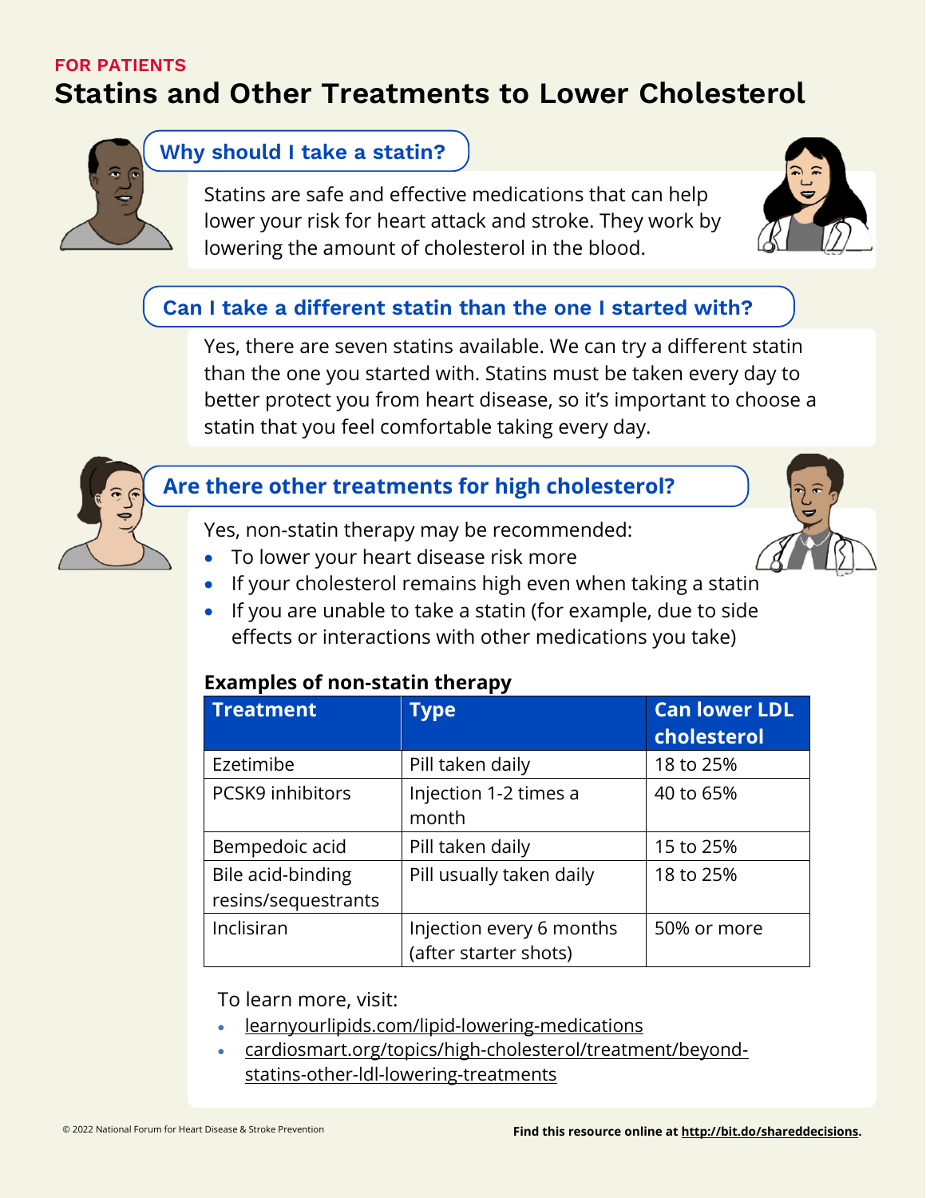FOR PATIENTS

# Statins and Other Treatments to Lower Cholesterol

## Why should I take a statin?

Statins are safe and effective medications that can help lower your risk for heart attack and stroke. They work by lowering the amount of cholesterol in the blood.

## Can I take a different statin than the one I started with?

Yes, there are seven statins available. We can try a different statin than the one you started with. Statins must be taken every day to better protect you from heart disease, so it's important to choose a statin that you feel comfortable taking every day.

## Are there other treatments for high cholesterol?

Yes, non-statin therapy may be recommended:

- To lower your heart disease risk more
- If your cholesterol remains high even when taking a statin
- If you are unable to take a statin (for example, due to side effects or interactions with other medications you take)

**Examples of non-statin therapy**

| Treatment | Type | Can lower LDL cholesterol |
|---|---|---|
| Ezetimibe | Pill taken daily | 18 to 25% |
| PCSK9 inhibitors | Injection 1-2 times a month | 40 to 65% |
| Bempedoic acid | Pill taken daily | 15 to 25% |
| Bile acid-binding resins/sequestrants | Pill usually taken daily | 18 to 25% |
| Inclisiran | Injection every 6 months (after starter shots) | 50% or more |

To learn more, visit:

- learnyourlipids.com/lipid-lowering-medications
- cardiosmart.org/topics/high-cholesterol/treatment/beyond-statins-other-ldl-lowering-treatments

© 2022 National Forum for Heart Disease & Stroke Prevention

**Find this resource online at http://bit.do/shareddecisions.**